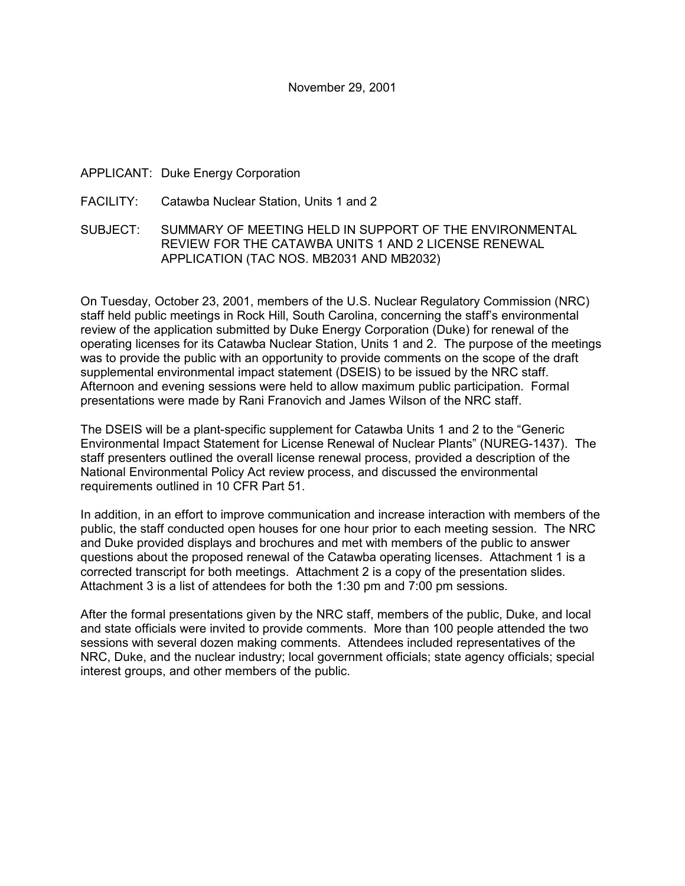November 29, 2001

APPLICANT: Duke Energy Corporation

FACILITY: Catawba Nuclear Station, Units 1 and 2

SUBJECT: SUMMARY OF MEETING HELD IN SUPPORT OF THE ENVIRONMENTAL REVIEW FOR THE CATAWBA UNITS 1 AND 2 LICENSE RENEWAL APPLICATION (TAC NOS. MB2031 AND MB2032)

On Tuesday, October 23, 2001, members of the U.S. Nuclear Regulatory Commission (NRC) staff held public meetings in Rock Hill, South Carolina, concerning the staff's environmental review of the application submitted by Duke Energy Corporation (Duke) for renewal of the operating licenses for its Catawba Nuclear Station, Units 1 and 2. The purpose of the meetings was to provide the public with an opportunity to provide comments on the scope of the draft supplemental environmental impact statement (DSEIS) to be issued by the NRC staff. Afternoon and evening sessions were held to allow maximum public participation. Formal presentations were made by Rani Franovich and James Wilson of the NRC staff.

The DSEIS will be a plant-specific supplement for Catawba Units 1 and 2 to the "Generic Environmental Impact Statement for License Renewal of Nuclear Plants" (NUREG-1437). The staff presenters outlined the overall license renewal process, provided a description of the National Environmental Policy Act review process, and discussed the environmental requirements outlined in 10 CFR Part 51.

In addition, in an effort to improve communication and increase interaction with members of the public, the staff conducted open houses for one hour prior to each meeting session. The NRC and Duke provided displays and brochures and met with members of the public to answer questions about the proposed renewal of the Catawba operating licenses. Attachment 1 is a corrected transcript for both meetings. Attachment 2 is a copy of the presentation slides. Attachment 3 is a list of attendees for both the 1:30 pm and 7:00 pm sessions.

After the formal presentations given by the NRC staff, members of the public, Duke, and local and state officials were invited to provide comments. More than 100 people attended the two sessions with several dozen making comments. Attendees included representatives of the NRC, Duke, and the nuclear industry; local government officials; state agency officials; special interest groups, and other members of the public.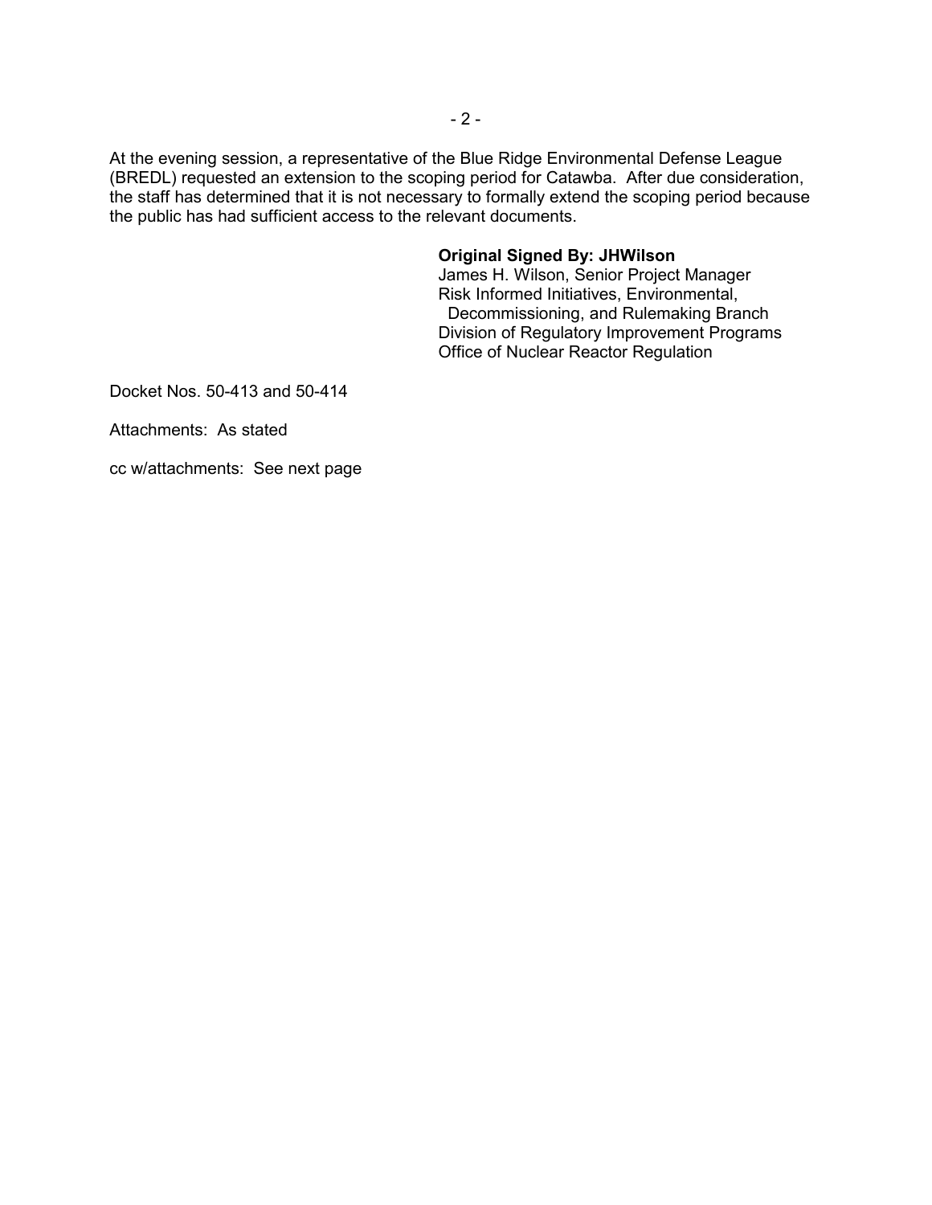At the evening session, a representative of the Blue Ridge Environmental Defense League (BREDL) requested an extension to the scoping period for Catawba. After due consideration, the staff has determined that it is not necessary to formally extend the scoping period because the public has had sufficient access to the relevant documents.

**Original Signed By: JHWilson**
James H. Wilson, Senior Project Manager
Risk Informed Initiatives, Environmental,
Decommissioning, and Rulemaking Branch
Division of Regulatory Improvement Programs
Office of Nuclear Reactor Regulation

Docket Nos. 50-413 and 50-414

Attachments: As stated

cc w/attachments: See next page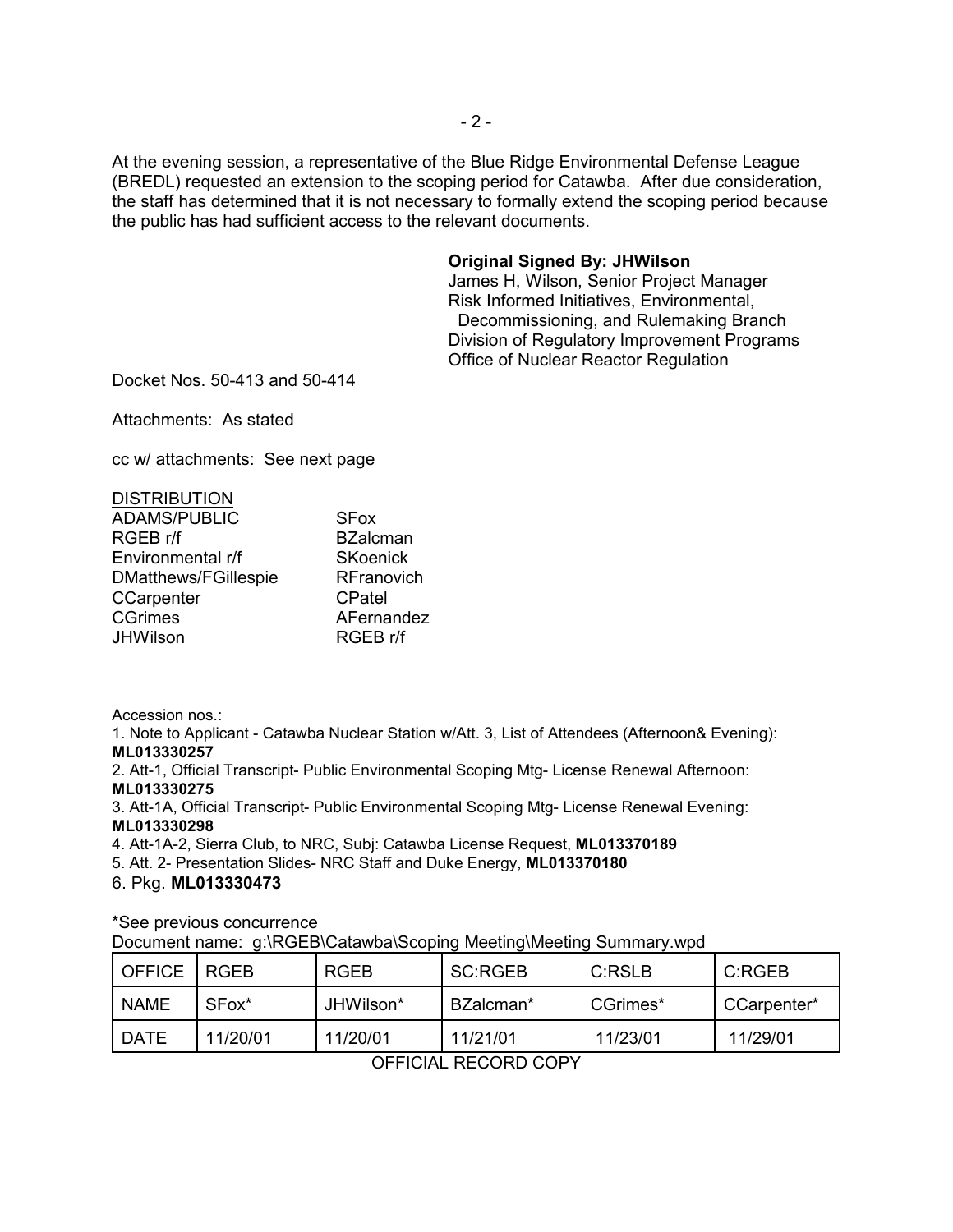At the evening session, a representative of the Blue Ridge Environmental Defense League (BREDL) requested an extension to the scoping period for Catawba. After due consideration, the staff has determined that it is not necessary to formally extend the scoping period because the public has had sufficient access to the relevant documents.

**Original Signed By: JHWilson**
James H, Wilson, Senior Project Manager
Risk Informed Initiatives, Environmental,
Decommissioning, and Rulemaking Branch
Division of Regulatory Improvement Programs
Office of Nuclear Reactor Regulation

Docket Nos. 50-413 and 50-414

Attachments: As stated

cc w/ attachments: See next page

DISTRIBUTION

| | |
|---|---|
| ADAMS/PUBLIC | SFox |
| RGEB r/f | BZalcman |
| Environmental r/f | SKoenick |
| DMatthews/FGillespie | RFranovich |
| CCarpenter | CPatel |
| CGrimes | AFernandez |
| JHWilson | RGEB r/f |

Accession nos.:

1. Note to Applicant - Catawba Nuclear Station w/Att. 3, List of Attendees (Afternoon& Evening): **ML013330257**
2. Att-1, Official Transcript- Public Environmental Scoping Mtg- License Renewal Afternoon: **ML013330275**
3. Att-1A, Official Transcript- Public Environmental Scoping Mtg- License Renewal Evening: **ML013330298**
4. Att-1A-2, Sierra Club, to NRC, Subj: Catawba License Request, **ML013370189**
5. Att. 2- Presentation Slides- NRC Staff and Duke Energy, **ML013370180**
6. Pkg. **ML013330473**

*See previous concurrence

Document name: g:\RGEB\Catawba\Scoping Meeting\Meeting Summary.wpd

| OFFICE | RGEB | RGEB | SC:RGEB | C:RSLB | C:RGEB |
|---|---|---|---|---|---|
| NAME | SFox* | JHWilson* | BZalcman* | CGrimes* | CCarpenter* |
| DATE | 11/20/01 | 11/20/01 | 11/21/01 | 11/23/01 | 11/29/01 |

OFFICIAL RECORD COPY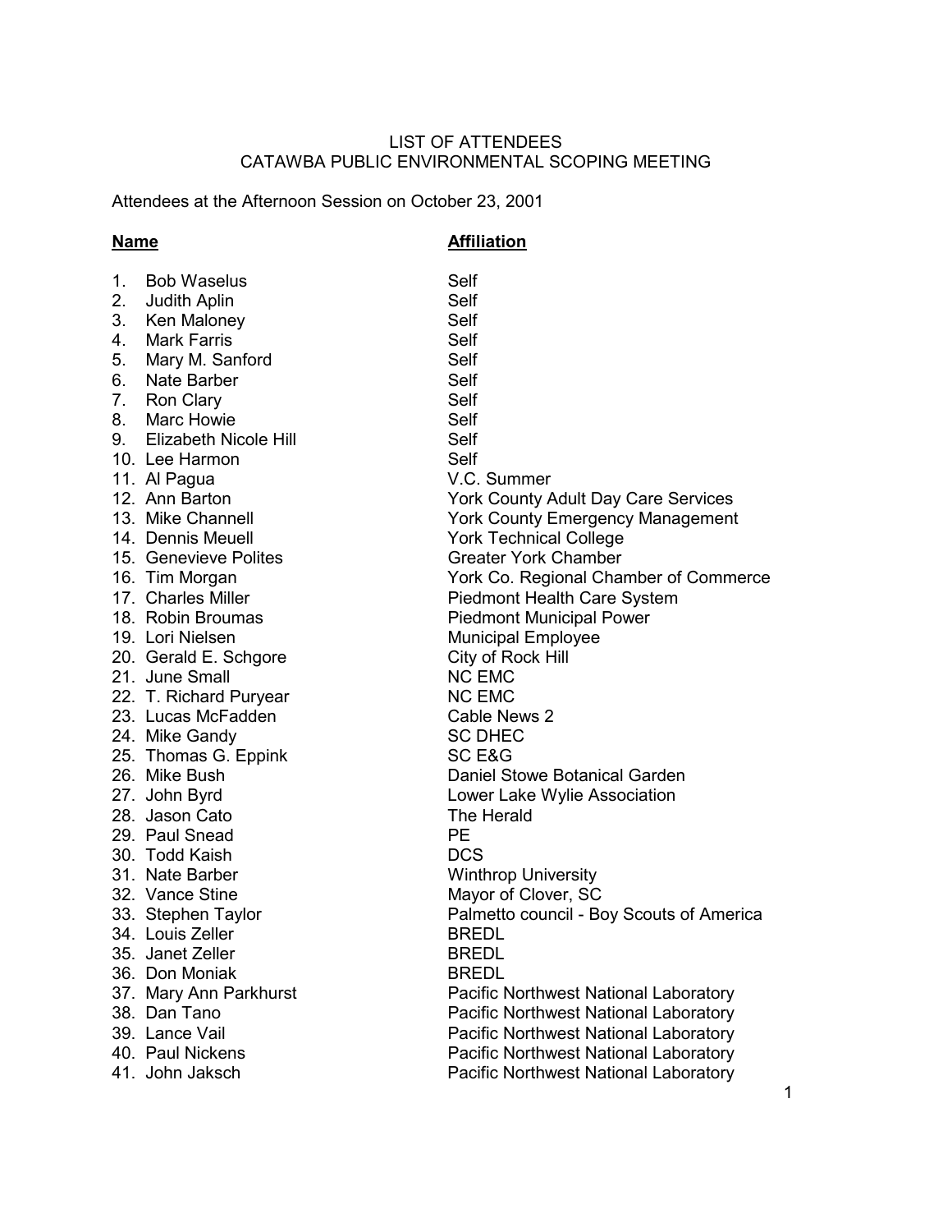LIST OF ATTENDEES
CATAWBA PUBLIC ENVIRONMENTAL SCOPING MEETING

Attendees at the Afternoon Session on October 23, 2001

| **Name** | **Affiliation** |
|---|---|
| 1. Bob Waselus | Self |
| 2. Judith Aplin | Self |
| 3. Ken Maloney | Self |
| 4. Mark Farris | Self |
| 5. Mary M. Sanford | Self |
| 6. Nate Barber | Self |
| 7. Ron Clary | Self |
| 8. Marc Howie | Self |
| 9. Elizabeth Nicole Hill | Self |
| 10. Lee Harmon | Self |
| 11. Al Pagua | V.C. Summer |
| 12. Ann Barton | York County Adult Day Care Services |
| 13. Mike Channell | York County Emergency Management |
| 14. Dennis Meuell | York Technical College |
| 15. Genevieve Polites | Greater York Chamber |
| 16. Tim Morgan | York Co. Regional Chamber of Commerce |
| 17. Charles Miller | Piedmont Health Care System |
| 18. Robin Broumas | Piedmont Municipal Power |
| 19. Lori Nielsen | Municipal Employee |
| 20. Gerald E. Schgore | City of Rock Hill |
| 21. June Small | NC EMC |
| 22. T. Richard Puryear | NC EMC |
| 23. Lucas McFadden | Cable News 2 |
| 24. Mike Gandy | SC DHEC |
| 25. Thomas G. Eppink | SC E&G |
| 26. Mike Bush | Daniel Stowe Botanical Garden |
| 27. John Byrd | Lower Lake Wylie Association |
| 28. Jason Cato | The Herald |
| 29. Paul Snead | PE |
| 30. Todd Kaish | DCS |
| 31. Nate Barber | Winthrop University |
| 32. Vance Stine | Mayor of Clover, SC |
| 33. Stephen Taylor | Palmetto council - Boy Scouts of America |
| 34. Louis Zeller | BREDL |
| 35. Janet Zeller | BREDL |
| 36. Don Moniak | BREDL |
| 37. Mary Ann Parkhurst | Pacific Northwest National Laboratory |
| 38. Dan Tano | Pacific Northwest National Laboratory |
| 39. Lance Vail | Pacific Northwest National Laboratory |
| 40. Paul Nickens | Pacific Northwest National Laboratory |
| 41. John Jaksch | Pacific Northwest National Laboratory |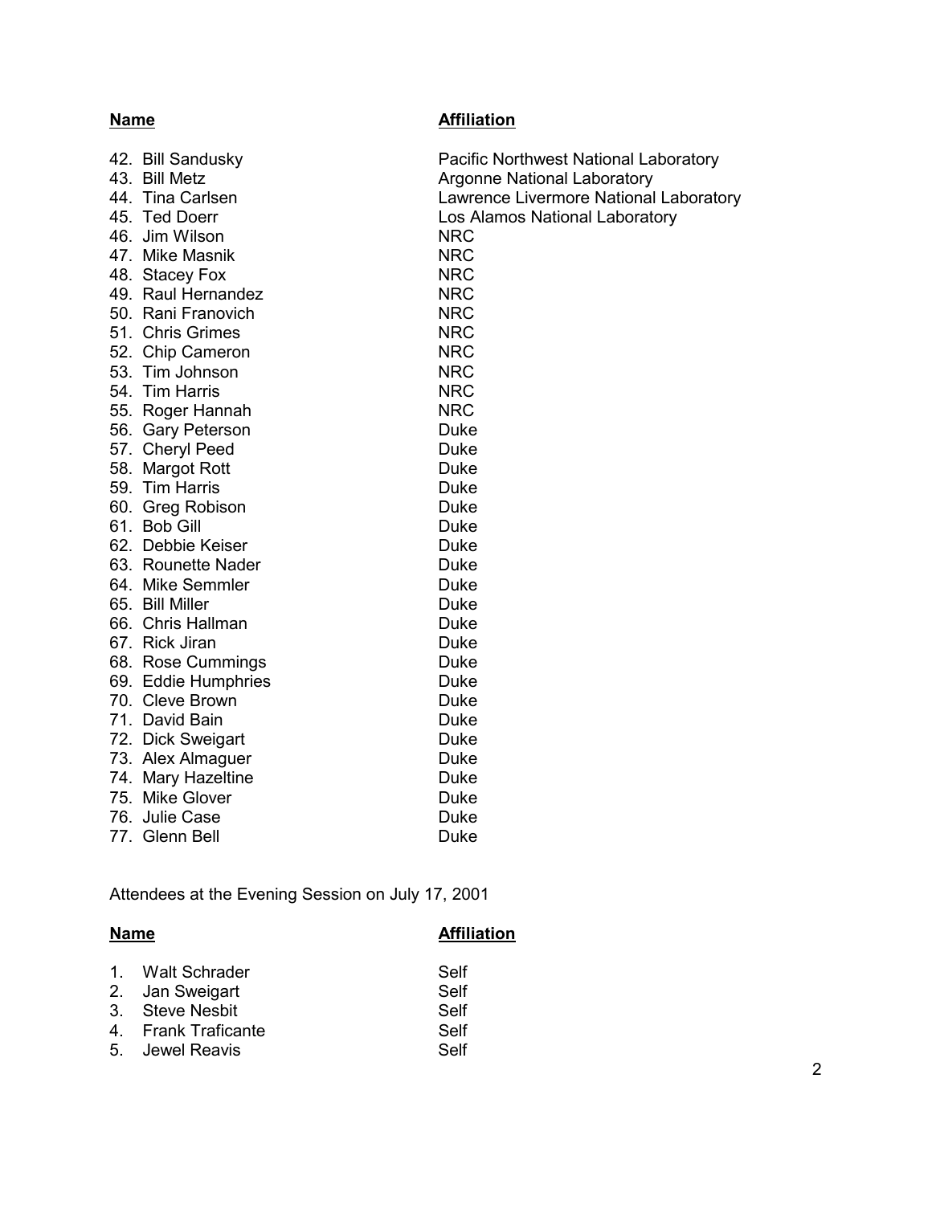| Name | Affiliation |
|---|---|
| 42. Bill Sandusky | Pacific Northwest National Laboratory |
| 43. Bill Metz | Argonne National Laboratory |
| 44. Tina Carlsen | Lawrence Livermore National Laboratory |
| 45. Ted Doerr | Los Alamos National Laboratory |
| 46. Jim Wilson | NRC |
| 47. Mike Masnik | NRC |
| 48. Stacey Fox | NRC |
| 49. Raul Hernandez | NRC |
| 50. Rani Franovich | NRC |
| 51. Chris Grimes | NRC |
| 52. Chip Cameron | NRC |
| 53. Tim Johnson | NRC |
| 54. Tim Harris | NRC |
| 55. Roger Hannah | NRC |
| 56. Gary Peterson | Duke |
| 57. Cheryl Peed | Duke |
| 58. Margot Rott | Duke |
| 59. Tim Harris | Duke |
| 60. Greg Robison | Duke |
| 61. Bob Gill | Duke |
| 62. Debbie Keiser | Duke |
| 63. Rounette Nader | Duke |
| 64. Mike Semmler | Duke |
| 65. Bill Miller | Duke |
| 66. Chris Hallman | Duke |
| 67. Rick Jiran | Duke |
| 68. Rose Cummings | Duke |
| 69. Eddie Humphries | Duke |
| 70. Cleve Brown | Duke |
| 71. David Bain | Duke |
| 72. Dick Sweigart | Duke |
| 73. Alex Almaguer | Duke |
| 74. Mary Hazeltine | Duke |
| 75. Mike Glover | Duke |
| 76. Julie Case | Duke |
| 77. Glenn Bell | Duke |

Attendees at the Evening Session on July 17, 2001

| Name | Affiliation |
|---|---|
| 1. Walt Schrader | Self |
| 2. Jan Sweigart | Self |
| 3. Steve Nesbit | Self |
| 4. Frank Traficante | Self |
| 5. Jewel Reavis | Self |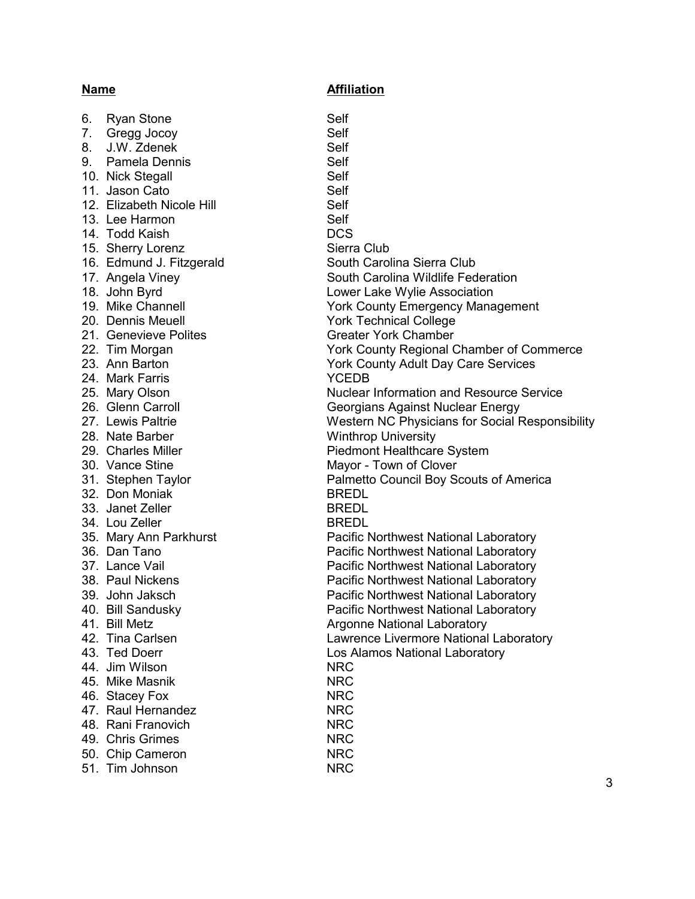| Name | Affiliation |
|---|---|
| 6. Ryan Stone | Self |
| 7. Gregg Jocoy | Self |
| 8. J.W. Zdenek | Self |
| 9. Pamela Dennis | Self |
| 10. Nick Stegall | Self |
| 11. Jason Cato | Self |
| 12. Elizabeth Nicole Hill | Self |
| 13. Lee Harmon | Self |
| 14. Todd Kaish | DCS |
| 15. Sherry Lorenz | Sierra Club |
| 16. Edmund J. Fitzgerald | South Carolina Sierra Club |
| 17. Angela Viney | South Carolina Wildlife Federation |
| 18. John Byrd | Lower Lake Wylie Association |
| 19. Mike Channell | York County Emergency Management |
| 20. Dennis Meuell | York Technical College |
| 21. Genevieve Polites | Greater York Chamber |
| 22. Tim Morgan | York County Regional Chamber of Commerce |
| 23. Ann Barton | York County Adult Day Care Services |
| 24. Mark Farris | YCEDB |
| 25. Mary Olson | Nuclear Information and Resource Service |
| 26. Glenn Carroll | Georgians Against Nuclear Energy |
| 27. Lewis Paltrie | Western NC Physicians for Social Responsibility |
| 28. Nate Barber | Winthrop University |
| 29. Charles Miller | Piedmont Healthcare System |
| 30. Vance Stine | Mayor - Town of Clover |
| 31. Stephen Taylor | Palmetto Council Boy Scouts of America |
| 32. Don Moniak | BREDL |
| 33. Janet Zeller | BREDL |
| 34. Lou Zeller | BREDL |
| 35. Mary Ann Parkhurst | Pacific Northwest National Laboratory |
| 36. Dan Tano | Pacific Northwest National Laboratory |
| 37. Lance Vail | Pacific Northwest National Laboratory |
| 38. Paul Nickens | Pacific Northwest National Laboratory |
| 39. John Jaksch | Pacific Northwest National Laboratory |
| 40. Bill Sandusky | Pacific Northwest National Laboratory |
| 41. Bill Metz | Argonne National Laboratory |
| 42. Tina Carlsen | Lawrence Livermore National Laboratory |
| 43. Ted Doerr | Los Alamos National Laboratory |
| 44. Jim Wilson | NRC |
| 45. Mike Masnik | NRC |
| 46. Stacey Fox | NRC |
| 47. Raul Hernandez | NRC |
| 48. Rani Franovich | NRC |
| 49. Chris Grimes | NRC |
| 50. Chip Cameron | NRC |
| 51. Tim Johnson | NRC |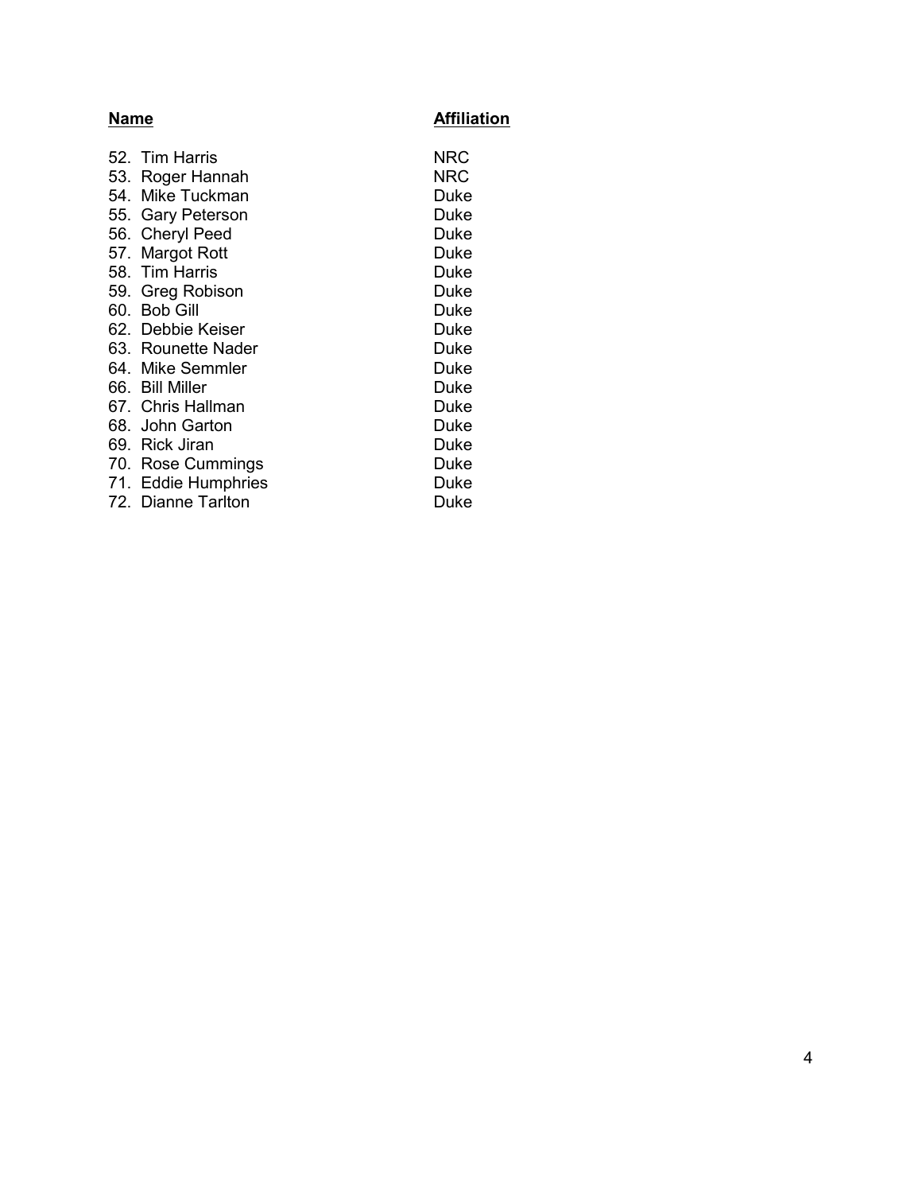| Name | Affiliation |
|---|---|
| 52. Tim Harris | NRC |
| 53. Roger Hannah | NRC |
| 54. Mike Tuckman | Duke |
| 55. Gary Peterson | Duke |
| 56. Cheryl Peed | Duke |
| 57. Margot Rott | Duke |
| 58. Tim Harris | Duke |
| 59. Greg Robison | Duke |
| 60. Bob Gill | Duke |
| 62. Debbie Keiser | Duke |
| 63. Rounette Nader | Duke |
| 64. Mike Semmler | Duke |
| 66. Bill Miller | Duke |
| 67. Chris Hallman | Duke |
| 68. John Garton | Duke |
| 69. Rick Jiran | Duke |
| 70. Rose Cummings | Duke |
| 71. Eddie Humphries | Duke |
| 72. Dianne Tarlton | Duke |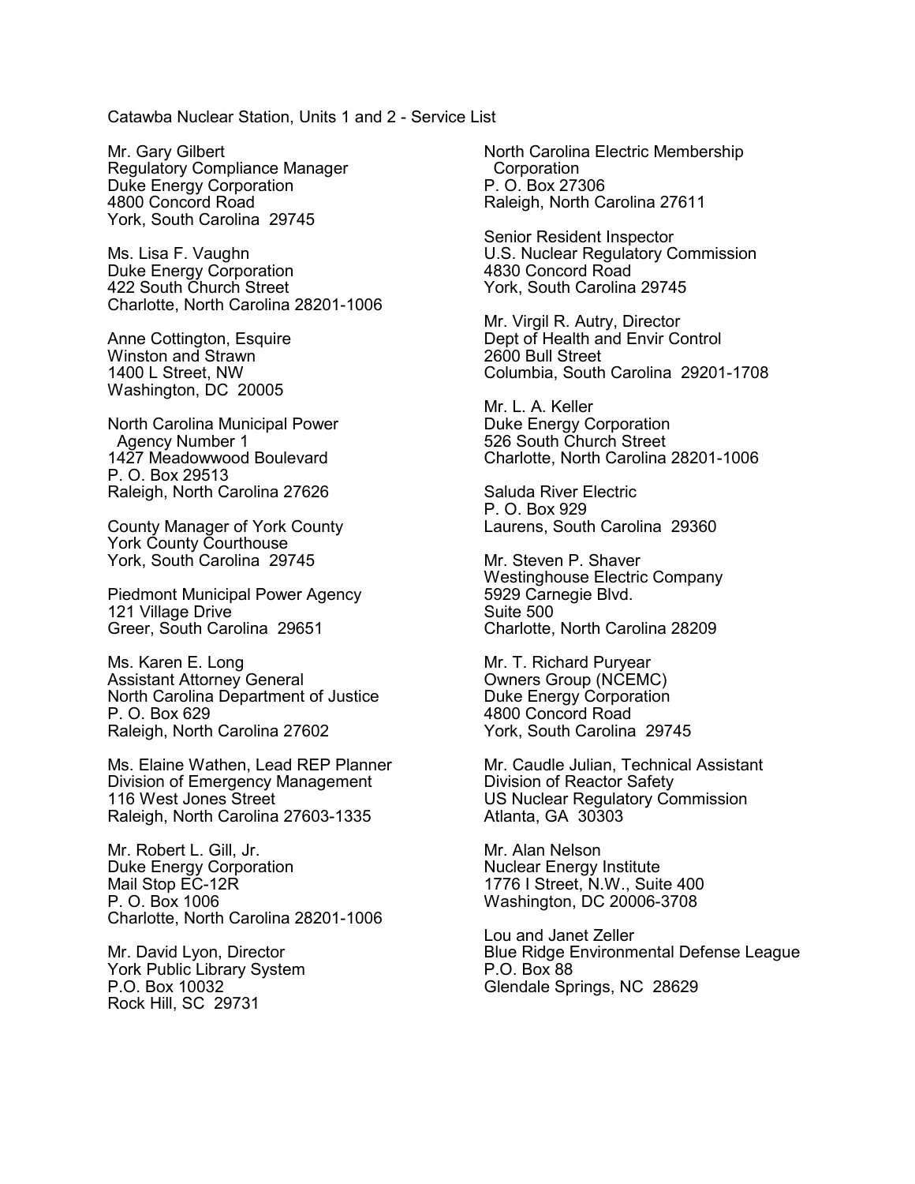Catawba Nuclear Station, Units 1 and 2 - Service List

Mr. Gary Gilbert
Regulatory Compliance Manager
Duke Energy Corporation
4800 Concord Road
York, South Carolina 29745

Ms. Lisa F. Vaughn
Duke Energy Corporation
422 South Church Street
Charlotte, North Carolina 28201-1006

Anne Cottington, Esquire
Winston and Strawn
1400 L Street, NW
Washington, DC 20005

North Carolina Municipal Power Agency Number 1
1427 Meadowwood Boulevard
P. O. Box 29513
Raleigh, North Carolina 27626

County Manager of York County
York County Courthouse
York, South Carolina 29745

Piedmont Municipal Power Agency
121 Village Drive
Greer, South Carolina 29651

Ms. Karen E. Long
Assistant Attorney General
North Carolina Department of Justice
P. O. Box 629
Raleigh, North Carolina 27602

Ms. Elaine Wathen, Lead REP Planner
Division of Emergency Management
116 West Jones Street
Raleigh, North Carolina 27603-1335

Mr. Robert L. Gill, Jr.
Duke Energy Corporation
Mail Stop EC-12R
P. O. Box 1006
Charlotte, North Carolina 28201-1006

Mr. David Lyon, Director
York Public Library System
P.O. Box 10032
Rock Hill, SC 29731

North Carolina Electric Membership Corporation
P. O. Box 27306
Raleigh, North Carolina 27611

Senior Resident Inspector
U.S. Nuclear Regulatory Commission
4830 Concord Road
York, South Carolina 29745

Mr. Virgil R. Autry, Director
Dept of Health and Envir Control
2600 Bull Street
Columbia, South Carolina 29201-1708

Mr. L. A. Keller
Duke Energy Corporation
526 South Church Street
Charlotte, North Carolina 28201-1006

Saluda River Electric
P. O. Box 929
Laurens, South Carolina 29360

Mr. Steven P. Shaver
Westinghouse Electric Company
5929 Carnegie Blvd.
Suite 500
Charlotte, North Carolina 28209

Mr. T. Richard Puryear
Owners Group (NCEMC)
Duke Energy Corporation
4800 Concord Road
York, South Carolina 29745

Mr. Caudle Julian, Technical Assistant
Division of Reactor Safety
US Nuclear Regulatory Commission
Atlanta, GA 30303

Mr. Alan Nelson
Nuclear Energy Institute
1776 I Street, N.W., Suite 400
Washington, DC 20006-3708

Lou and Janet Zeller
Blue Ridge Environmental Defense League
P.O. Box 88
Glendale Springs, NC 28629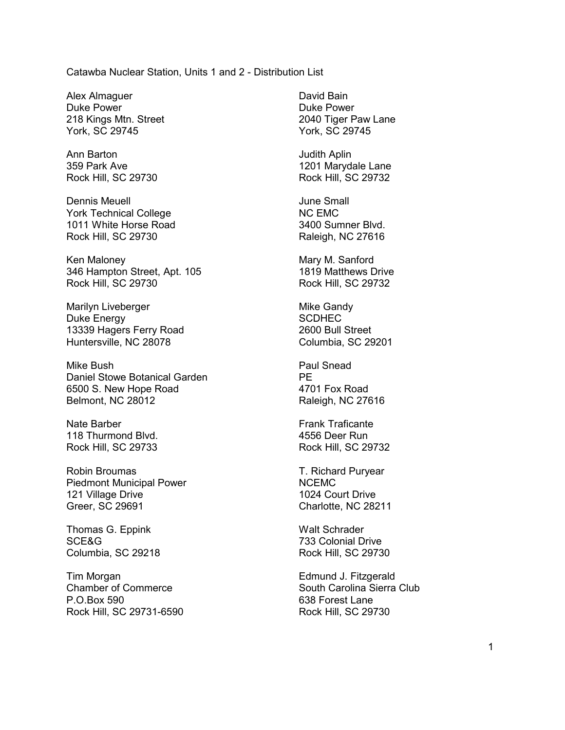Catawba Nuclear Station, Units 1 and 2 - Distribution List

Alex Almaguer
Duke Power
218 Kings Mtn. Street
York, SC 29745

David Bain
Duke Power
2040 Tiger Paw Lane
York, SC 29745

Ann Barton
359 Park Ave
Rock Hill, SC 29730

Judith Aplin
1201 Marydale Lane
Rock Hill, SC 29732

Dennis Meuell
York Technical College
1011 White Horse Road
Rock Hill, SC 29730

June Small
NC EMC
3400 Sumner Blvd.
Raleigh, NC 27616

Ken Maloney
346 Hampton Street, Apt. 105
Rock Hill, SC 29730

Mary M. Sanford
1819 Matthews Drive
Rock Hill, SC 29732

Marilyn Liveberger
Duke Energy
13339 Hagers Ferry Road
Huntersville, NC 28078

Mike Gandy
SCDHEC
2600 Bull Street
Columbia, SC 29201

Mike Bush
Daniel Stowe Botanical Garden
6500 S. New Hope Road
Belmont, NC 28012

Paul Snead
PE
4701 Fox Road
Raleigh, NC 27616

Nate Barber
118 Thurmond Blvd.
Rock Hill, SC 29733

Frank Traficante
4556 Deer Run
Rock Hill, SC 29732

Robin Broumas
Piedmont Municipal Power
121 Village Drive
Greer, SC 29691

T. Richard Puryear
NCEMC
1024 Court Drive
Charlotte, NC 28211

Thomas G. Eppink
SCE&G
Columbia, SC 29218

Walt Schrader
733 Colonial Drive
Rock Hill, SC 29730

Tim Morgan
Chamber of Commerce
P.O.Box 590
Rock Hill, SC 29731-6590

Edmund J. Fitzgerald
South Carolina Sierra Club
638 Forest Lane
Rock Hill, SC 29730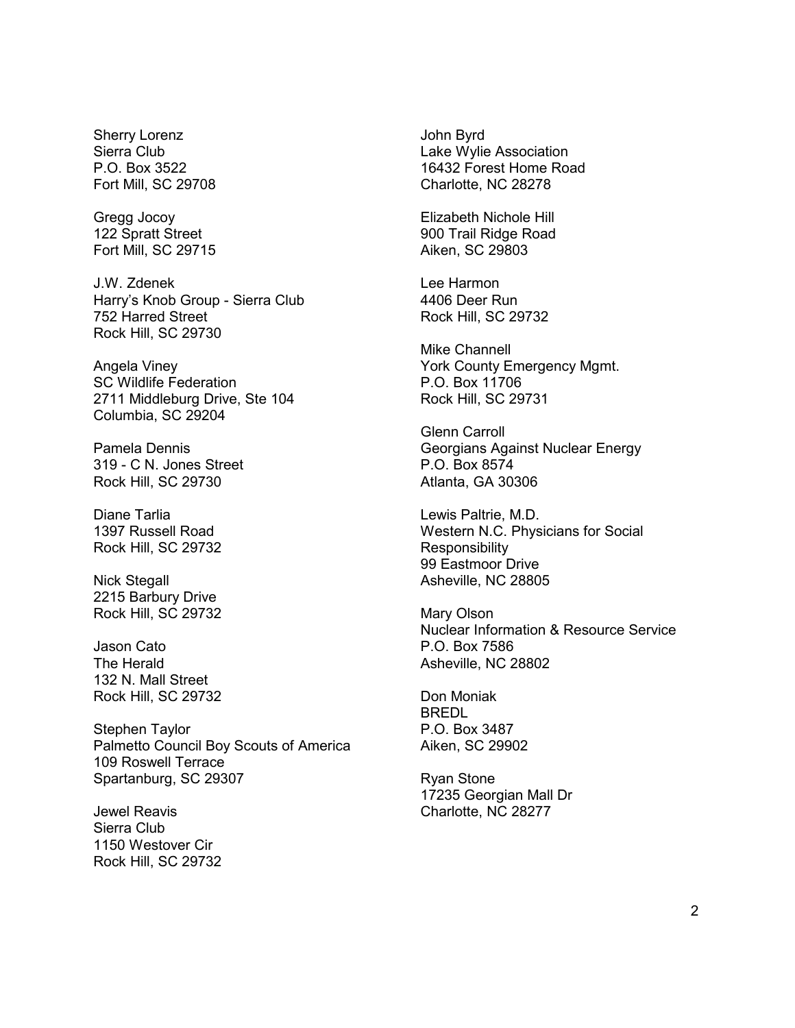Sherry Lorenz
Sierra Club
P.O. Box 3522
Fort Mill, SC 29708

Gregg Jocoy
122 Spratt Street
Fort Mill, SC 29715

J.W. Zdenek
Harry's Knob Group - Sierra Club
752 Harred Street
Rock Hill, SC 29730

Angela Viney
SC Wildlife Federation
2711 Middleburg Drive, Ste 104
Columbia, SC 29204

Pamela Dennis
319 - C N. Jones Street
Rock Hill, SC 29730

Diane Tarlia
1397 Russell Road
Rock Hill, SC 29732

Nick Stegall
2215 Barbury Drive
Rock Hill, SC 29732

Jason Cato
The Herald
132 N. Mall Street
Rock Hill, SC 29732

Stephen Taylor
Palmetto Council Boy Scouts of America
109 Roswell Terrace
Spartanburg, SC 29307

Jewel Reavis
Sierra Club
1150 Westover Cir
Rock Hill, SC 29732

John Byrd
Lake Wylie Association
16432 Forest Home Road
Charlotte, NC 28278

Elizabeth Nichole Hill
900 Trail Ridge Road
Aiken, SC 29803

Lee Harmon
4406 Deer Run
Rock Hill, SC 29732

Mike Channell
York County Emergency Mgmt.
P.O. Box 11706
Rock Hill, SC 29731

Glenn Carroll
Georgians Against Nuclear Energy
P.O. Box 8574
Atlanta, GA 30306

Lewis Paltrie, M.D.
Western N.C. Physicians for Social Responsibility
99 Eastmoor Drive
Asheville, NC 28805

Mary Olson
Nuclear Information & Resource Service
P.O. Box 7586
Asheville, NC 28802

Don Moniak
BREDL
P.O. Box 3487
Aiken, SC 29902

Ryan Stone
17235 Georgian Mall Dr
Charlotte, NC 28277